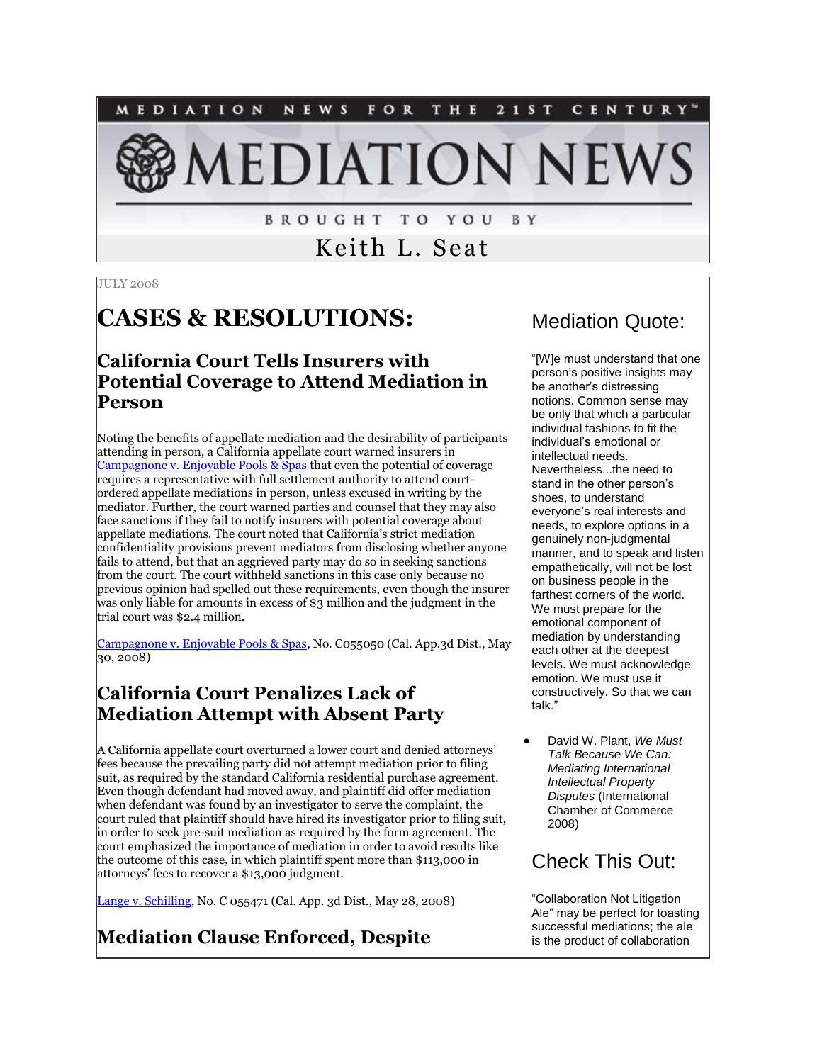MEDIATION NEWS FOR THE 21ST CENTURY™

# MEDIATION NEWS

BROUGHT TO YOU BY

Keith L. Seat

JULY 2008

# CASES & RESOLUTIONS:

## California Court Tells Insurers with Potential Coverage to Attend Mediation in Person

Noting the benefits of appellate mediation and the desirability of participants attending in person, a California appellate court warned insurers in [Campagnone v. Enjoyable Pools & Spas] that even the potential of coverage requires a representative with full settlement authority to attend court-ordered appellate mediations in person, unless excused in writing by the mediator. Further, the court warned parties and counsel that they may also face sanctions if they fail to notify insurers with potential coverage about appellate mediations. The court noted that California's strict mediation confidentiality provisions prevent mediators from disclosing whether anyone fails to attend, but that an aggrieved party may do so in seeking sanctions from the court. The court withheld sanctions in this case only because no previous opinion had spelled out these requirements, even though the insurer was only liable for amounts in excess of $3 million and the judgment in the trial court was $2.4 million.

[Campagnone v. Enjoyable Pools & Spas], No. C055050 (Cal. App.3d Dist., May 30, 2008)

## California Court Penalizes Lack of Mediation Attempt with Absent Party

A California appellate court overturned a lower court and denied attorneys' fees because the prevailing party did not attempt mediation prior to filing suit, as required by the standard California residential purchase agreement. Even though defendant had moved away, and plaintiff did offer mediation when defendant was found by an investigator to serve the complaint, the court ruled that plaintiff should have hired its investigator prior to filing suit, in order to seek pre-suit mediation as required by the form agreement. The court emphasized the importance of mediation in order to avoid results like the outcome of this case, in which plaintiff spent more than $113,000 in attorneys' fees to recover a $13,000 judgment.

[Lange v. Schilling], No. C 055471 (Cal. App. 3d Dist., May 28, 2008)

## Mediation Clause Enforced, Despite

## Mediation Quote:

"[W]e must understand that one person's positive insights may be another's distressing notions. Common sense may be only that which a particular individual fashions to fit the individual's emotional or intellectual needs. Nevertheless...the need to stand in the other person's shoes, to understand everyone's real interests and needs, to explore options in a genuinely non-judgmental manner, and to speak and listen empathetically, will not be lost on business people in the farthest corners of the world. We must prepare for the emotional component of mediation by understanding each other at the deepest levels. We must acknowledge emotion. We must use it constructively. So that we can talk."

- David W. Plant, *We Must Talk Because We Can: Mediating International Intellectual Property Disputes* (International Chamber of Commerce 2008)

## Check This Out:

"Collaboration Not Litigation Ale" may be perfect for toasting successful mediations; the ale is the product of collaboration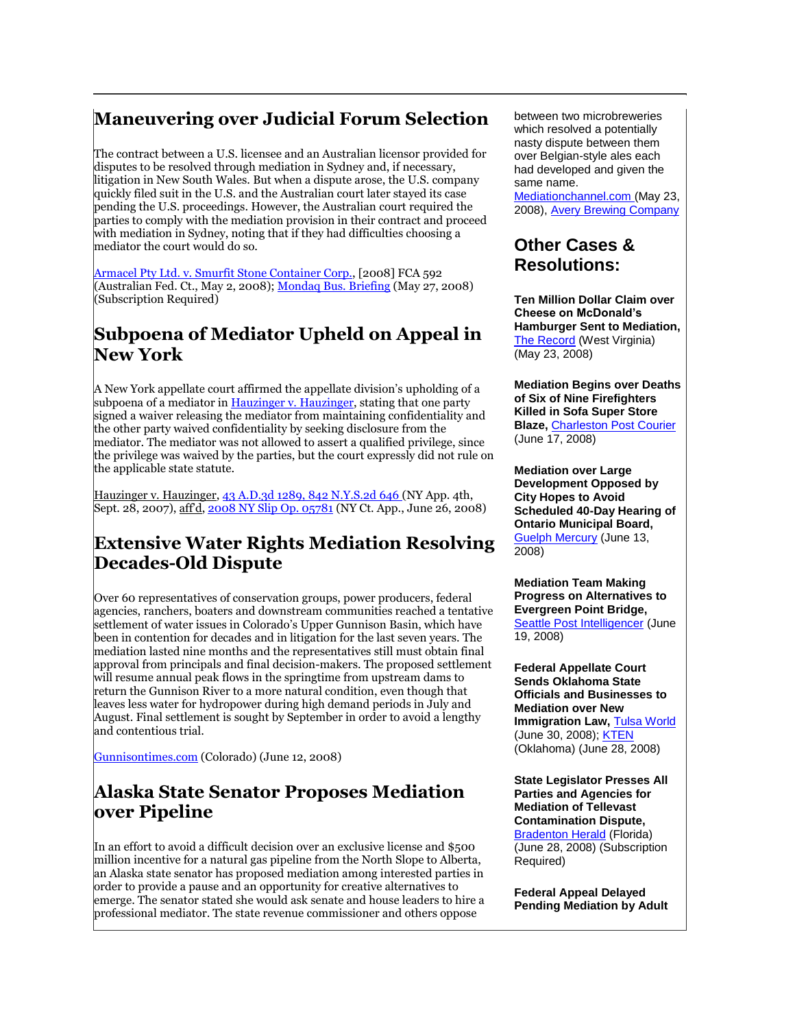## Maneuvering over Judicial Forum Selection

The contract between a U.S. licensee and an Australian licensor provided for disputes to be resolved through mediation in Sydney and, if necessary, litigation in New South Wales. But when a dispute arose, the U.S. company quickly filed suit in the U.S. and the Australian court later stayed its case pending the U.S. proceedings. However, the Australian court required the parties to comply with the mediation provision in their contract and proceed with mediation in Sydney, noting that if they had difficulties choosing a mediator the court would do so.

Armacel Pty Ltd. v. Smurfit Stone Container Corp., [2008] FCA 592 (Australian Fed. Ct., May 2, 2008); Mondaq Bus. Briefing (May 27, 2008) (Subscription Required)

## Subpoena of Mediator Upheld on Appeal in New York

A New York appellate court affirmed the appellate division's upholding of a subpoena of a mediator in Hauzinger v. Hauzinger, stating that one party signed a waiver releasing the mediator from maintaining confidentiality and the other party waived confidentiality by seeking disclosure from the mediator. The mediator was not allowed to assert a qualified privilege, since the privilege was waived by the parties, but the court expressly did not rule on the applicable state statute.

Hauzinger v. Hauzinger, 43 A.D.3d 1289, 842 N.Y.S.2d 646 (NY App. 4th, Sept. 28, 2007), aff'd, 2008 NY Slip Op. 05781 (NY Ct. App., June 26, 2008)

## Extensive Water Rights Mediation Resolving Decades-Old Dispute

Over 60 representatives of conservation groups, power producers, federal agencies, ranchers, boaters and downstream communities reached a tentative settlement of water issues in Colorado's Upper Gunnison Basin, which have been in contention for decades and in litigation for the last seven years. The mediation lasted nine months and the representatives still must obtain final approval from principals and final decision-makers. The proposed settlement will resume annual peak flows in the springtime from upstream dams to return the Gunnison River to a more natural condition, even though that leaves less water for hydropower during high demand periods in July and August. Final settlement is sought by September in order to avoid a lengthy and contentious trial.

Gunnisontimes.com (Colorado) (June 12, 2008)

## Alaska State Senator Proposes Mediation over Pipeline

In an effort to avoid a difficult decision over an exclusive license and $500 million incentive for a natural gas pipeline from the North Slope to Alberta, an Alaska state senator has proposed mediation among interested parties in order to provide a pause and an opportunity for creative alternatives to emerge. The senator stated she would ask senate and house leaders to hire a professional mediator. The state revenue commissioner and others oppose

between two microbreweries which resolved a potentially nasty dispute between them over Belgian-style ales each had developed and given the same name. Mediationchannel.com (May 23, 2008), Avery Brewing Company

## Other Cases & Resolutions:

**Ten Million Dollar Claim over Cheese on McDonald's Hamburger Sent to Mediation,** The Record (West Virginia) (May 23, 2008)

**Mediation Begins over Deaths of Six of Nine Firefighters Killed in Sofa Super Store Blaze,** Charleston Post Courier (June 17, 2008)

**Mediation over Large Development Opposed by City Hopes to Avoid Scheduled 40-Day Hearing of Ontario Municipal Board,** Guelph Mercury (June 13, 2008)

**Mediation Team Making Progress on Alternatives to Evergreen Point Bridge,** Seattle Post Intelligencer (June 19, 2008)

**Federal Appellate Court Sends Oklahoma State Officials and Businesses to Mediation over New Immigration Law,** Tulsa World (June 30, 2008); KTEN (Oklahoma) (June 28, 2008)

**State Legislator Presses All Parties and Agencies for Mediation of Tellevast Contamination Dispute,** Bradenton Herald (Florida) (June 28, 2008) (Subscription Required)

**Federal Appeal Delayed Pending Mediation by Adult**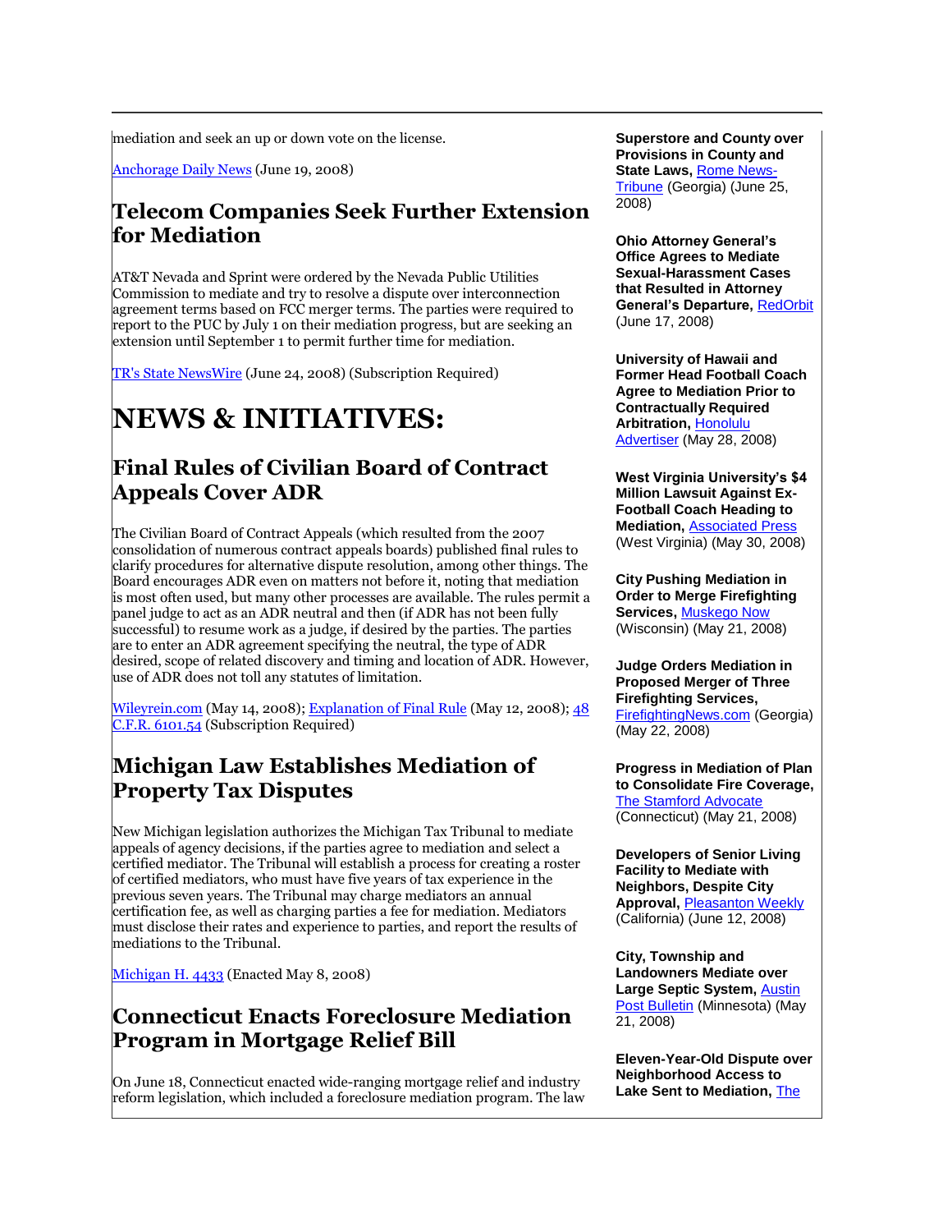mediation and seek an up or down vote on the license.

Anchorage Daily News (June 19, 2008)

## Telecom Companies Seek Further Extension for Mediation

AT&T Nevada and Sprint were ordered by the Nevada Public Utilities Commission to mediate and try to resolve a dispute over interconnection agreement terms based on FCC merger terms. The parties were required to report to the PUC by July 1 on their mediation progress, but are seeking an extension until September 1 to permit further time for mediation.

TR's State NewsWire (June 24, 2008) (Subscription Required)

# NEWS & INITIATIVES:

## Final Rules of Civilian Board of Contract Appeals Cover ADR

The Civilian Board of Contract Appeals (which resulted from the 2007 consolidation of numerous contract appeals boards) published final rules to clarify procedures for alternative dispute resolution, among other things. The Board encourages ADR even on matters not before it, noting that mediation is most often used, but many other processes are available. The rules permit a panel judge to act as an ADR neutral and then (if ADR has not been fully successful) to resume work as a judge, if desired by the parties. The parties are to enter an ADR agreement specifying the neutral, the type of ADR desired, scope of related discovery and timing and location of ADR. However, use of ADR does not toll any statutes of limitation.

Wileyrein.com (May 14, 2008); Explanation of Final Rule (May 12, 2008); 48 C.F.R. 6101.54 (Subscription Required)

## Michigan Law Establishes Mediation of Property Tax Disputes

New Michigan legislation authorizes the Michigan Tax Tribunal to mediate appeals of agency decisions, if the parties agree to mediation and select a certified mediator. The Tribunal will establish a process for creating a roster of certified mediators, who must have five years of tax experience in the previous seven years. The Tribunal may charge mediators an annual certification fee, as well as charging parties a fee for mediation. Mediators must disclose their rates and experience to parties, and report the results of mediations to the Tribunal.

Michigan H. 4433 (Enacted May 8, 2008)

## Connecticut Enacts Foreclosure Mediation Program in Mortgage Relief Bill

On June 18, Connecticut enacted wide-ranging mortgage relief and industry reform legislation, which included a foreclosure mediation program. The law

**Superstore and County over Provisions in County and State Laws,** Rome News-Tribune (Georgia) (June 25, 2008)

**Ohio Attorney General's Office Agrees to Mediate Sexual-Harassment Cases that Resulted in Attorney General's Departure,** RedOrbit (June 17, 2008)

**University of Hawaii and Former Head Football Coach Agree to Mediation Prior to Contractually Required Arbitration,** Honolulu Advertiser (May 28, 2008)

**West Virginia University's $4 Million Lawsuit Against Ex-Football Coach Heading to Mediation,** Associated Press (West Virginia) (May 30, 2008)

**City Pushing Mediation in Order to Merge Firefighting Services,** Muskego Now (Wisconsin) (May 21, 2008)

**Judge Orders Mediation in Proposed Merger of Three Firefighting Services,** FirefightingNews.com (Georgia) (May 22, 2008)

**Progress in Mediation of Plan to Consolidate Fire Coverage,** The Stamford Advocate (Connecticut) (May 21, 2008)

**Developers of Senior Living Facility to Mediate with Neighbors, Despite City Approval,** Pleasanton Weekly (California) (June 12, 2008)

**City, Township and Landowners Mediate over Large Septic System,** Austin Post Bulletin (Minnesota) (May 21, 2008)

**Eleven-Year-Old Dispute over Neighborhood Access to Lake Sent to Mediation,** The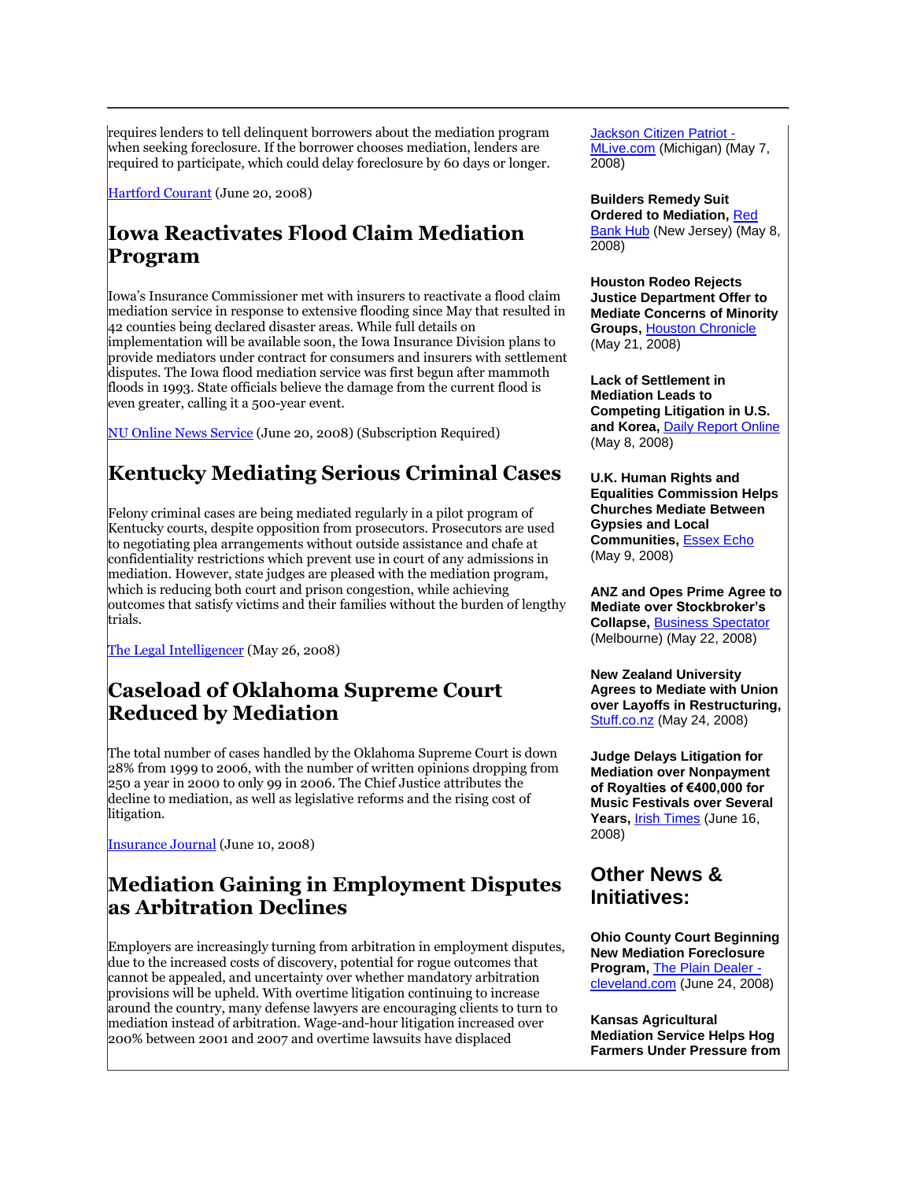requires lenders to tell delinquent borrowers about the mediation program when seeking foreclosure. If the borrower chooses mediation, lenders are required to participate, which could delay foreclosure by 60 days or longer.

Hartford Courant (June 20, 2008)

## Iowa Reactivates Flood Claim Mediation Program

Iowa's Insurance Commissioner met with insurers to reactivate a flood claim mediation service in response to extensive flooding since May that resulted in 42 counties being declared disaster areas. While full details on implementation will be available soon, the Iowa Insurance Division plans to provide mediators under contract for consumers and insurers with settlement disputes. The Iowa flood mediation service was first begun after mammoth floods in 1993. State officials believe the damage from the current flood is even greater, calling it a 500-year event.

NU Online News Service (June 20, 2008) (Subscription Required)

## Kentucky Mediating Serious Criminal Cases

Felony criminal cases are being mediated regularly in a pilot program of Kentucky courts, despite opposition from prosecutors. Prosecutors are used to negotiating plea arrangements without outside assistance and chafe at confidentiality restrictions which prevent use in court of any admissions in mediation. However, state judges are pleased with the mediation program, which is reducing both court and prison congestion, while achieving outcomes that satisfy victims and their families without the burden of lengthy trials.

The Legal Intelligencer (May 26, 2008)

## Caseload of Oklahoma Supreme Court Reduced by Mediation

The total number of cases handled by the Oklahoma Supreme Court is down 28% from 1999 to 2006, with the number of written opinions dropping from 250 a year in 2000 to only 99 in 2006. The Chief Justice attributes the decline to mediation, as well as legislative reforms and the rising cost of litigation.

Insurance Journal (June 10, 2008)

## Mediation Gaining in Employment Disputes as Arbitration Declines

Employers are increasingly turning from arbitration in employment disputes, due to the increased costs of discovery, potential for rogue outcomes that cannot be appealed, and uncertainty over whether mandatory arbitration provisions will be upheld. With overtime litigation continuing to increase around the country, many defense lawyers are encouraging clients to turn to mediation instead of arbitration. Wage-and-hour litigation increased over 200% between 2001 and 2007 and overtime lawsuits have displaced

Jackson Citizen Patriot - MLive.com (Michigan) (May 7, 2008)

**Builders Remedy Suit Ordered to Mediation,** Red Bank Hub (New Jersey) (May 8, 2008)

**Houston Rodeo Rejects Justice Department Offer to Mediate Concerns of Minority Groups,** Houston Chronicle (May 21, 2008)

**Lack of Settlement in Mediation Leads to Competing Litigation in U.S. and Korea,** Daily Report Online (May 8, 2008)

**U.K. Human Rights and Equalities Commission Helps Churches Mediate Between Gypsies and Local Communities,** Essex Echo (May 9, 2008)

**ANZ and Opes Prime Agree to Mediate over Stockbroker's Collapse,** Business Spectator (Melbourne) (May 22, 2008)

**New Zealand University Agrees to Mediate with Union over Layoffs in Restructuring,** Stuff.co.nz (May 24, 2008)

**Judge Delays Litigation for Mediation over Nonpayment of Royalties of €400,000 for Music Festivals over Several Years,** Irish Times (June 16, 2008)

## Other News & Initiatives:

**Ohio County Court Beginning New Mediation Foreclosure Program,** The Plain Dealer - cleveland.com (June 24, 2008)

**Kansas Agricultural Mediation Service Helps Hog Farmers Under Pressure from**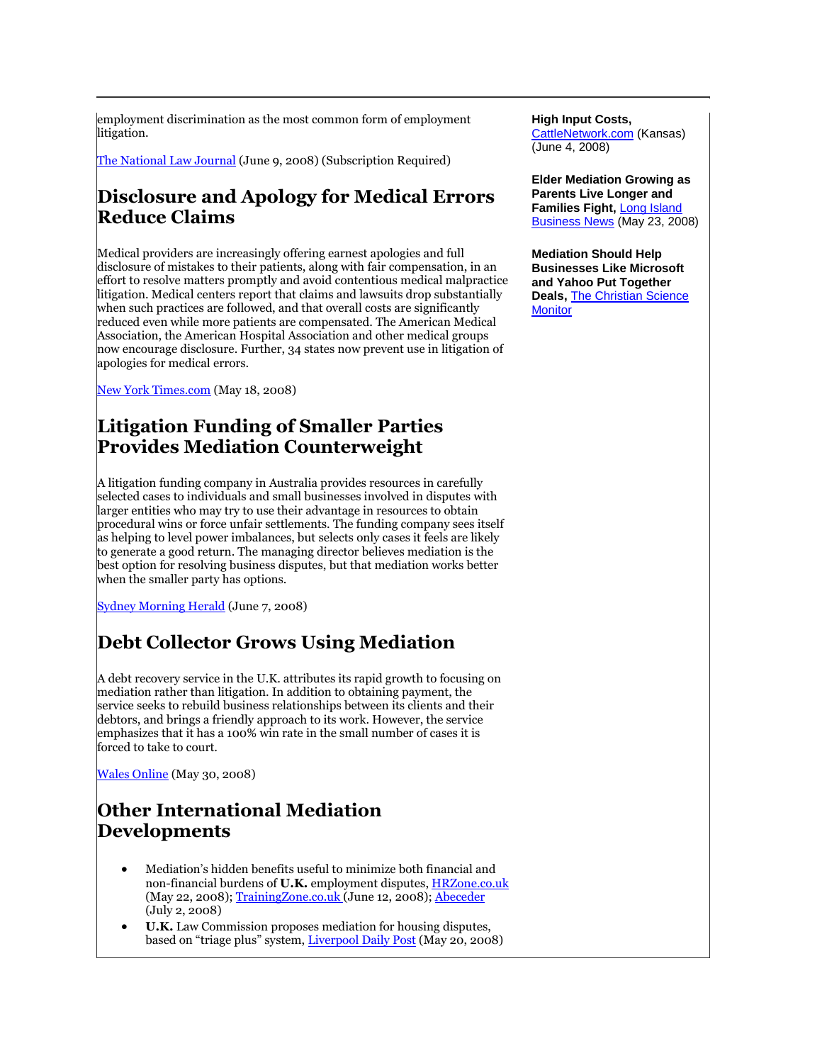employment discrimination as the most common form of employment litigation.

[The National Law Journal](#) (June 9, 2008) (Subscription Required)

## Disclosure and Apology for Medical Errors Reduce Claims

Medical providers are increasingly offering earnest apologies and full disclosure of mistakes to their patients, along with fair compensation, in an effort to resolve matters promptly and avoid contentious medical malpractice litigation. Medical centers report that claims and lawsuits drop substantially when such practices are followed, and that overall costs are significantly reduced even while more patients are compensated. The American Medical Association, the American Hospital Association and other medical groups now encourage disclosure. Further, 34 states now prevent use in litigation of apologies for medical errors.

[New York Times.com](#) (May 18, 2008)

## Litigation Funding of Smaller Parties Provides Mediation Counterweight

A litigation funding company in Australia provides resources in carefully selected cases to individuals and small businesses involved in disputes with larger entities who may try to use their advantage in resources to obtain procedural wins or force unfair settlements. The funding company sees itself as helping to level power imbalances, but selects only cases it feels are likely to generate a good return. The managing director believes mediation is the best option for resolving business disputes, but that mediation works better when the smaller party has options.

[Sydney Morning Herald](#) (June 7, 2008)

## Debt Collector Grows Using Mediation

A debt recovery service in the U.K. attributes its rapid growth to focusing on mediation rather than litigation. In addition to obtaining payment, the service seeks to rebuild business relationships between its clients and their debtors, and brings a friendly approach to its work. However, the service emphasizes that it has a 100% win rate in the small number of cases it is forced to take to court.

[Wales Online](#) (May 30, 2008)

## Other International Mediation Developments

- Mediation's hidden benefits useful to minimize both financial and non-financial burdens of **U.K.** employment disputes, [HRZone.co.uk](#) (May 22, 2008); [TrainingZone.co.uk](#) (June 12, 2008); [Abeceder](#) (July 2, 2008)
- **U.K.** Law Commission proposes mediation for housing disputes, based on "triage plus" system, [Liverpool Daily Post](#) (May 20, 2008)

**High Input Costs,** [CattleNetwork.com](#) (Kansas) (June 4, 2008)

**Elder Mediation Growing as Parents Live Longer and Families Fight,** [Long Island Business News](#) (May 23, 2008)

**Mediation Should Help Businesses Like Microsoft and Yahoo Put Together Deals,** [The Christian Science Monitor](#)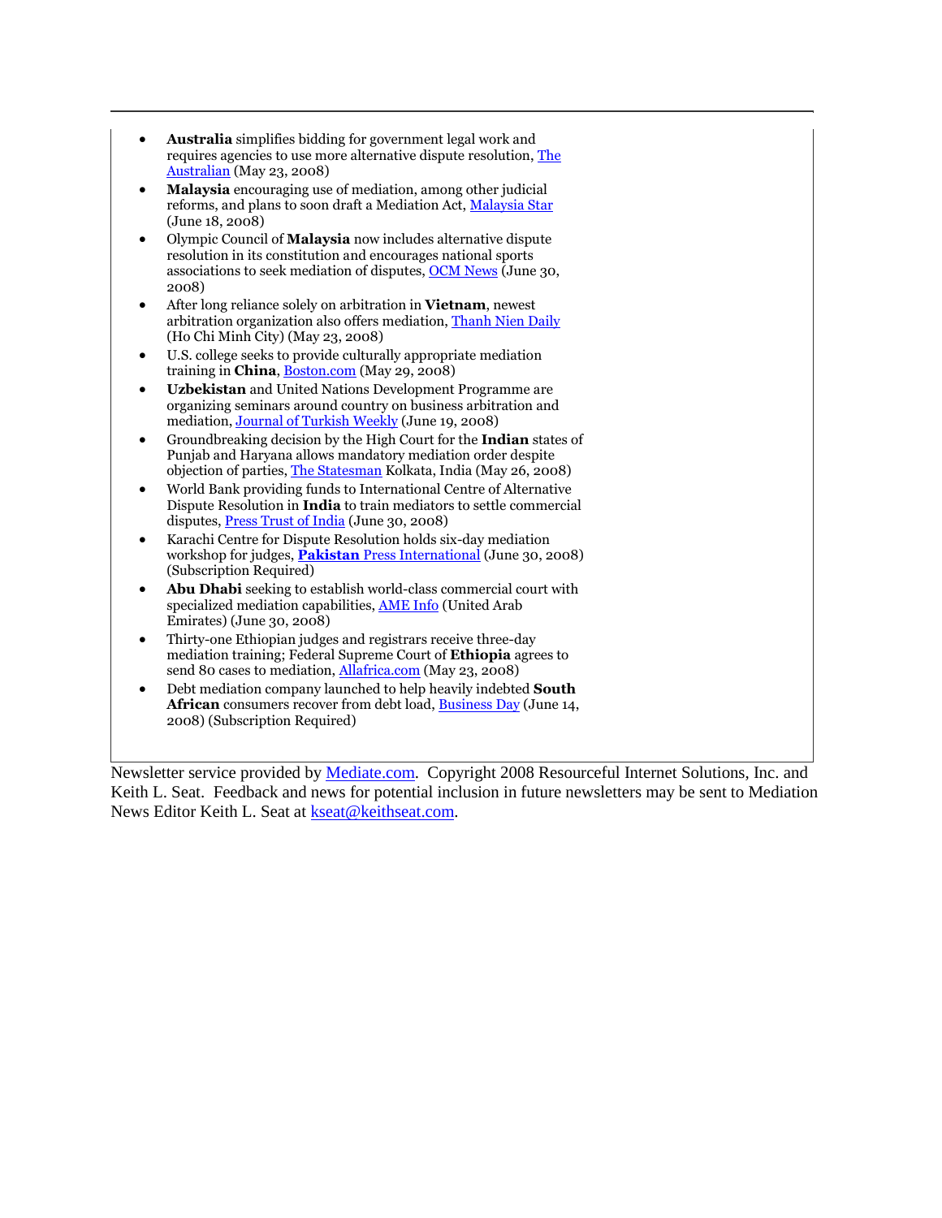- **Australia** simplifies bidding for government legal work and requires agencies to use more alternative dispute resolution, The Australian (May 23, 2008)
- **Malaysia** encouraging use of mediation, among other judicial reforms, and plans to soon draft a Mediation Act, Malaysia Star (June 18, 2008)
- Olympic Council of **Malaysia** now includes alternative dispute resolution in its constitution and encourages national sports associations to seek mediation of disputes, OCM News (June 30, 2008)
- After long reliance solely on arbitration in **Vietnam**, newest arbitration organization also offers mediation, Thanh Nien Daily (Ho Chi Minh City) (May 23, 2008)
- U.S. college seeks to provide culturally appropriate mediation training in **China**, Boston.com (May 29, 2008)
- **Uzbekistan** and United Nations Development Programme are organizing seminars around country on business arbitration and mediation, Journal of Turkish Weekly (June 19, 2008)
- Groundbreaking decision by the High Court for the **Indian** states of Punjab and Haryana allows mandatory mediation order despite objection of parties, The Statesman Kolkata, India (May 26, 2008)
- World Bank providing funds to International Centre of Alternative Dispute Resolution in **India** to train mediators to settle commercial disputes, Press Trust of India (June 30, 2008)
- Karachi Centre for Dispute Resolution holds six-day mediation workshop for judges, **Pakistan** Press International (June 30, 2008) (Subscription Required)
- **Abu Dhabi** seeking to establish world-class commercial court with specialized mediation capabilities, AME Info (United Arab Emirates) (June 30, 2008)
- Thirty-one Ethiopian judges and registrars receive three-day mediation training; Federal Supreme Court of **Ethiopia** agrees to send 80 cases to mediation, Allafrica.com (May 23, 2008)
- Debt mediation company launched to help heavily indebted **South African** consumers recover from debt load, Business Day (June 14, 2008) (Subscription Required)

Newsletter service provided by Mediate.com. Copyright 2008 Resourceful Internet Solutions, Inc. and Keith L. Seat. Feedback and news for potential inclusion in future newsletters may be sent to Mediation News Editor Keith L. Seat at kseat@keithseat.com.